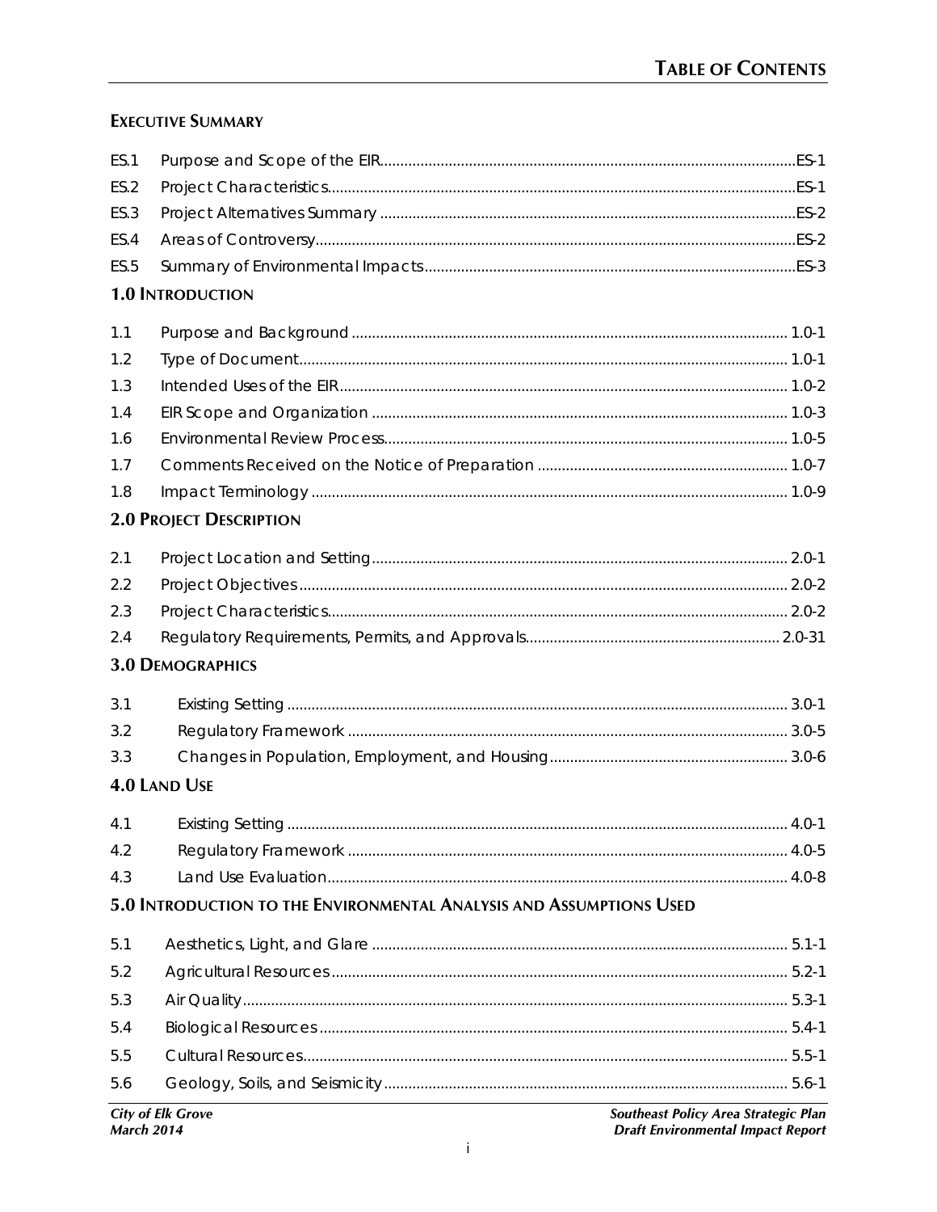# TABLE OF CONTENTS

## EXECUTIVE SUMMARY

| | | |
|---|---|---|
| ES.1 | Purpose and Scope of the EIR | ES-1 |
| ES.2 | Project Characteristics | ES-1 |
| ES.3 | Project Alternatives Summary | ES-2 |
| ES.4 | Areas of Controversy | ES-2 |
| ES.5 | Summary of Environmental Impacts | ES-3 |

## 1.0 INTRODUCTION

| | | |
|---|---|---|
| 1.1 | Purpose and Background | 1.0-1 |
| 1.2 | Type of Document | 1.0-1 |
| 1.3 | Intended Uses of the EIR | 1.0-2 |
| 1.4 | EIR Scope and Organization | 1.0-3 |
| 1.6 | Environmental Review Process | 1.0-5 |
| 1.7 | Comments Received on the Notice of Preparation | 1.0-7 |
| 1.8 | Impact Terminology | 1.0-9 |

## 2.0 PROJECT DESCRIPTION

| | | |
|---|---|---|
| 2.1 | Project Location and Setting | 2.0-1 |
| 2.2 | Project Objectives | 2.0-2 |
| 2.3 | Project Characteristics | 2.0-2 |
| 2.4 | Regulatory Requirements, Permits, and Approvals | 2.0-31 |

## 3.0 DEMOGRAPHICS

| | | |
|---|---|---|
| 3.1 | Existing Setting | 3.0-1 |
| 3.2 | Regulatory Framework | 3.0-5 |
| 3.3 | Changes in Population, Employment, and Housing | 3.0-6 |

## 4.0 LAND USE

| | | |
|---|---|---|
| 4.1 | Existing Setting | 4.0-1 |
| 4.2 | Regulatory Framework | 4.0-5 |
| 4.3 | Land Use Evaluation | 4.0-8 |

## 5.0 INTRODUCTION TO THE ENVIRONMENTAL ANALYSIS AND ASSUMPTIONS USED

| | | |
|---|---|---|
| 5.1 | Aesthetics, Light, and Glare | 5.1-1 |
| 5.2 | Agricultural Resources | 5.2-1 |
| 5.3 | Air Quality | 5.3-1 |
| 5.4 | Biological Resources | 5.4-1 |
| 5.5 | Cultural Resources | 5.5-1 |
| 5.6 | Geology, Soils, and Seismicity | 5.6-1 |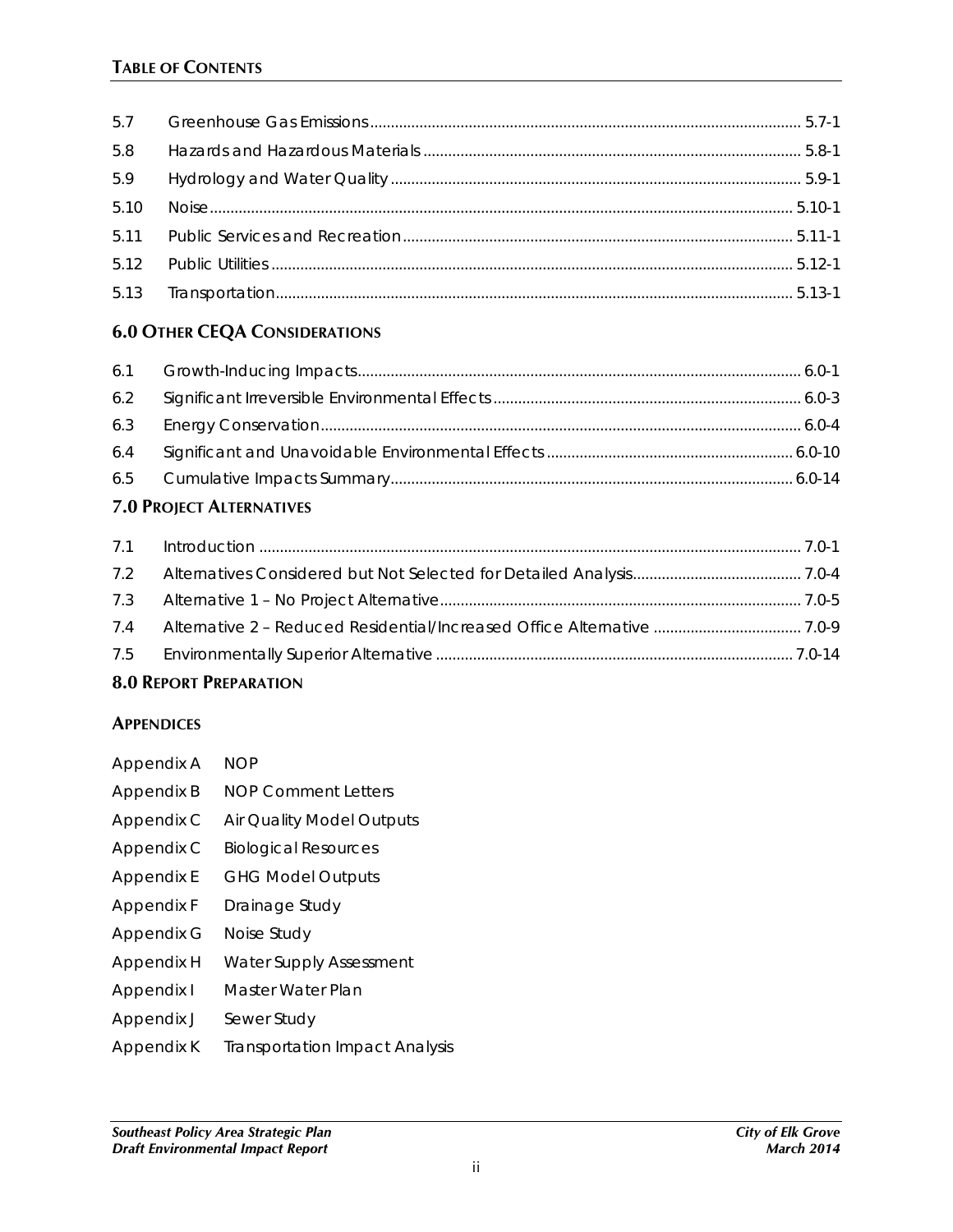| | | |
|---|---|---|
| 5.7 | Greenhouse Gas Emissions | 5.7-1 |
| 5.8 | Hazards and Hazardous Materials | 5.8-1 |
| 5.9 | Hydrology and Water Quality | 5.9-1 |
| 5.10 | Noise | 5.10-1 |
| 5.11 | Public Services and Recreation | 5.11-1 |
| 5.12 | Public Utilities | 5.12-1 |
| 5.13 | Transportation | 5.13-1 |

## 6.0 Other CEQA Considerations

| | | |
|---|---|---|
| 6.1 | Growth-Inducing Impacts | 6.0-1 |
| 6.2 | Significant Irreversible Environmental Effects | 6.0-3 |
| 6.3 | Energy Conservation | 6.0-4 |
| 6.4 | Significant and Unavoidable Environmental Effects | 6.0-10 |
| 6.5 | Cumulative Impacts Summary | 6.0-14 |

## 7.0 Project Alternatives

| | | |
|---|---|---|
| 7.1 | Introduction | 7.0-1 |
| 7.2 | Alternatives Considered but Not Selected for Detailed Analysis | 7.0-4 |
| 7.3 | Alternative 1 – No Project Alternative | 7.0-5 |
| 7.4 | Alternative 2 – Reduced Residential/Increased Office Alternative | 7.0-9 |
| 7.5 | Environmentally Superior Alternative | 7.0-14 |

## 8.0 Report Preparation

## Appendices

Appendix A NOP

Appendix B NOP Comment Letters

Appendix C Air Quality Model Outputs

Appendix C Biological Resources

Appendix E GHG Model Outputs

Appendix F Drainage Study

Appendix G Noise Study

Appendix H Water Supply Assessment

Appendix I Master Water Plan

Appendix J Sewer Study

Appendix K Transportation Impact Analysis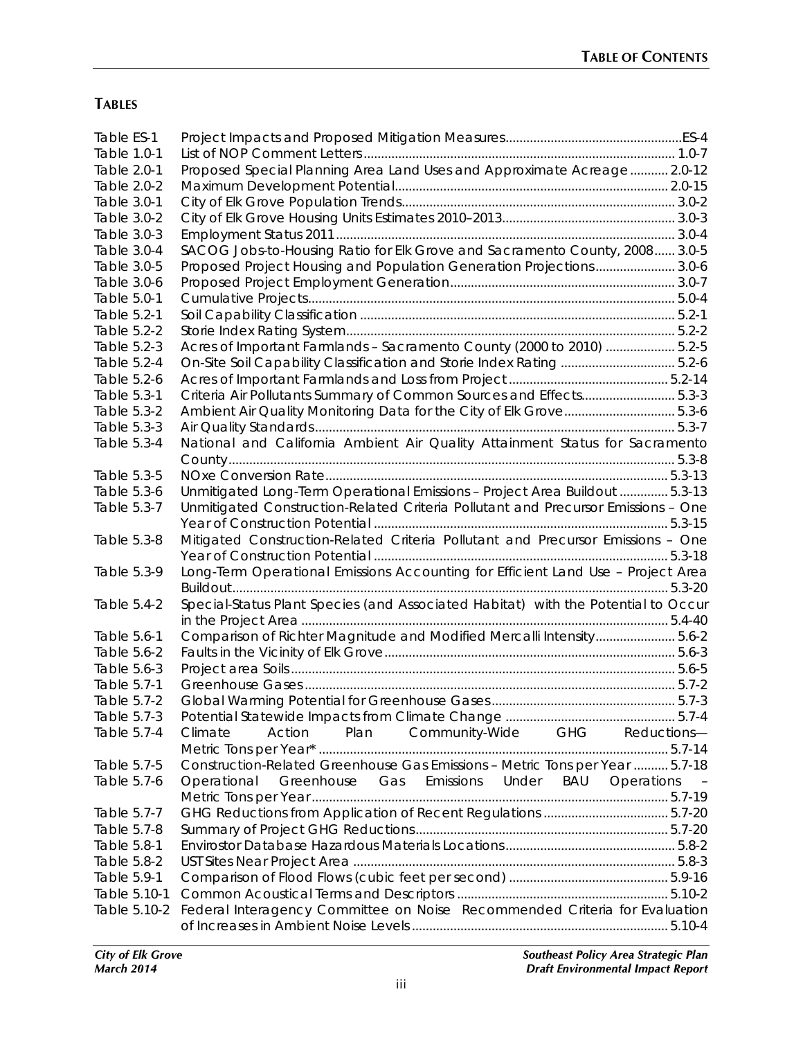## TABLES

| | | |
|---|---|---|
| Table ES-1 | Project Impacts and Proposed Mitigation Measures | ES-4 |
| Table 1.0-1 | List of NOP Comment Letters | 1.0-7 |
| Table 2.0-1 | Proposed Special Planning Area Land Uses and Approximate Acreage | 2.0-12 |
| Table 2.0-2 | Maximum Development Potential | 2.0-15 |
| Table 3.0-1 | City of Elk Grove Population Trends | 3.0-2 |
| Table 3.0-2 | City of Elk Grove Housing Units Estimates 2010–2013 | 3.0-3 |
| Table 3.0-3 | Employment Status 2011 | 3.0-4 |
| Table 3.0-4 | SACOG Jobs-to-Housing Ratio for Elk Grove and Sacramento County, 2008 | 3.0-5 |
| Table 3.0-5 | Proposed Project Housing and Population Generation Projections | 3.0-6 |
| Table 3.0-6 | Proposed Project Employment Generation | 3.0-7 |
| Table 5.0-1 | Cumulative Projects | 5.0-4 |
| Table 5.2-1 | Soil Capability Classification | 5.2-1 |
| Table 5.2-2 | Storie Index Rating System | 5.2-2 |
| Table 5.2-3 | Acres of Important Farmlands – Sacramento County (2000 to 2010) | 5.2-5 |
| Table 5.2-4 | On-Site Soil Capability Classification and Storie Index Rating | 5.2-6 |
| Table 5.2-6 | Acres of Important Farmlands and Loss from Project | 5.2-14 |
| Table 5.3-1 | Criteria Air Pollutants Summary of Common Sources and Effects | 5.3-3 |
| Table 5.3-2 | Ambient Air Quality Monitoring Data for the City of Elk Grove | 5.3-6 |
| Table 5.3-3 | Air Quality Standards | 5.3-7 |
| Table 5.3-4 | National and California Ambient Air Quality Attainment Status for Sacramento County | 5.3-8 |
| Table 5.3-5 | NOxe Conversion Rate | 5.3-13 |
| Table 5.3-6 | Unmitigated Long-Term Operational Emissions – Project Area Buildout | 5.3-13 |
| Table 5.3-7 | Unmitigated Construction-Related Criteria Pollutant and Precursor Emissions – One Year of Construction Potential | 5.3-15 |
| Table 5.3-8 | Mitigated Construction-Related Criteria Pollutant and Precursor Emissions – One Year of Construction Potential | 5.3-18 |
| Table 5.3-9 | Long-Term Operational Emissions Accounting for Efficient Land Use – Project Area Buildout | 5.3-20 |
| Table 5.4-2 | Special-Status Plant Species (and Associated Habitat) with the Potential to Occur in the Project Area | 5.4-40 |
| Table 5.6-1 | Comparison of Richter Magnitude and Modified Mercalli Intensity | 5.6-2 |
| Table 5.6-2 | Faults in the Vicinity of Elk Grove | 5.6-3 |
| Table 5.6-3 | Project area Soils | 5.6-5 |
| Table 5.7-1 | Greenhouse Gases | 5.7-2 |
| Table 5.7-2 | Global Warming Potential for Greenhouse Gases | 5.7-3 |
| Table 5.7-3 | Potential Statewide Impacts from Climate Change | 5.7-4 |
| Table 5.7-4 | Climate Action Plan Community-Wide GHG Reductions—Metric Tons per Year* | 5.7-14 |
| Table 5.7-5 | Construction-Related Greenhouse Gas Emissions – Metric Tons per Year | 5.7-18 |
| Table 5.7-6 | Operational Greenhouse Gas Emissions Under BAU Operations – Metric Tons per Year | 5.7-19 |
| Table 5.7-7 | GHG Reductions from Application of Recent Regulations | 5.7-20 |
| Table 5.7-8 | Summary of Project GHG Reductions | 5.7-20 |
| Table 5.8-1 | Envirostor Database Hazardous Materials Locations | 5.8-2 |
| Table 5.8-2 | UST Sites Near Project Area | 5.8-3 |
| Table 5.9-1 | Comparison of Flood Flows (cubic feet per second) | 5.9-16 |
| Table 5.10-1 | Common Acoustical Terms and Descriptors | 5.10-2 |
| Table 5.10-2 | Federal Interagency Committee on Noise Recommended Criteria for Evaluation of Increases in Ambient Noise Levels | 5.10-4 |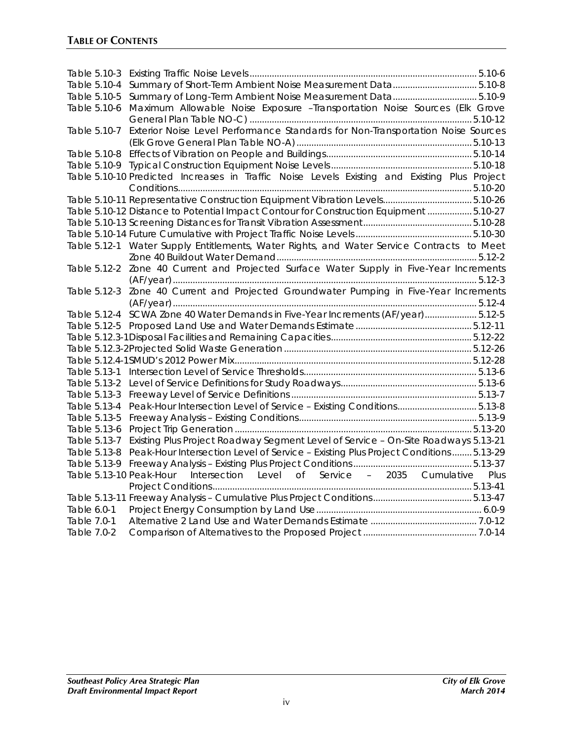## TABLE OF CONTENTS

| | | |
|---|---|---|
| Table 5.10-3 | Existing Traffic Noise Levels | 5.10-6 |
| Table 5.10-4 | Summary of Short-Term Ambient Noise Measurement Data | 5.10-8 |
| Table 5.10-5 | Summary of Long-Term Ambient Noise Measurement Data | 5.10-9 |
| Table 5.10-6 | Maximum Allowable Noise Exposure –Transportation Noise Sources (Elk Grove General Plan Table NO-C) | 5.10-12 |
| Table 5.10-7 | Exterior Noise Level Performance Standards for Non-Transportation Noise Sources (Elk Grove General Plan Table NO-A) | 5.10-13 |
| Table 5.10-8 | Effects of Vibration on People and Buildings | 5.10-14 |
| Table 5.10-9 | Typical Construction Equipment Noise Levels | 5.10-18 |
| Table 5.10-10 | Predicted Increases in Traffic Noise Levels Existing and Existing Plus Project Conditions | 5.10-20 |
| Table 5.10-11 | Representative Construction Equipment Vibration Levels | 5.10-26 |
| Table 5.10-12 | Distance to Potential Impact Contour for Construction Equipment | 5.10-27 |
| Table 5.10-13 | Screening Distances for Transit Vibration Assessment | 5.10-28 |
| Table 5.10-14 | Future Cumulative with Project Traffic Noise Levels | 5.10-30 |
| Table 5.12-1 | Water Supply Entitlements, Water Rights, and Water Service Contracts to Meet Zone 40 Buildout Water Demand | 5.12-2 |
| Table 5.12-2 | Zone 40 Current and Projected Surface Water Supply in Five-Year Increments (AF/year) | 5.12-3 |
| Table 5.12-3 | Zone 40 Current and Projected Groundwater Pumping in Five-Year Increments (AF/year) | 5.12-4 |
| Table 5.12-4 | SCWA Zone 40 Water Demands in Five-Year Increments (AF/year) | 5.12-5 |
| Table 5.12-5 | Proposed Land Use and Water Demands Estimate | 5.12-11 |
| Table 5.12.3-1 | Disposal Facilities and Remaining Capacities | 5.12-22 |
| Table 5.12.3-2 | Projected Solid Waste Generation | 5.12-26 |
| Table 5.12.4-1 | SMUD's 2012 Power Mix | 5.12-28 |
| Table 5.13-1 | Intersection Level of Service Thresholds | 5.13-6 |
| Table 5.13-2 | Level of Service Definitions for Study Roadways | 5.13-6 |
| Table 5.13-3 | Freeway Level of Service Definitions | 5.13-7 |
| Table 5.13-4 | Peak-Hour Intersection Level of Service – Existing Conditions | 5.13-8 |
| Table 5.13-5 | Freeway Analysis – Existing Conditions | 5.13-9 |
| Table 5.13-6 | Project Trip Generation | 5.13-20 |
| Table 5.13-7 | Existing Plus Project Roadway Segment Level of Service – On-Site Roadways | 5.13-21 |
| Table 5.13-8 | Peak-Hour Intersection Level of Service – Existing Plus Project Conditions | 5.13-29 |
| Table 5.13-9 | Freeway Analysis – Existing Plus Project Conditions | 5.13-37 |
| Table 5.13-10 | Peak-Hour Intersection Level of Service – 2035 Cumulative Plus Project Conditions | 5.13-41 |
| Table 5.13-11 | Freeway Analysis – Cumulative Plus Project Conditions | 5.13-47 |
| Table 6.0-1 | Project Energy Consumption by Land Use | 6.0-9 |
| Table 7.0-1 | Alternative 2 Land Use and Water Demands Estimate | 7.0-12 |
| Table 7.0-2 | Comparison of Alternatives to the Proposed Project | 7.0-14 |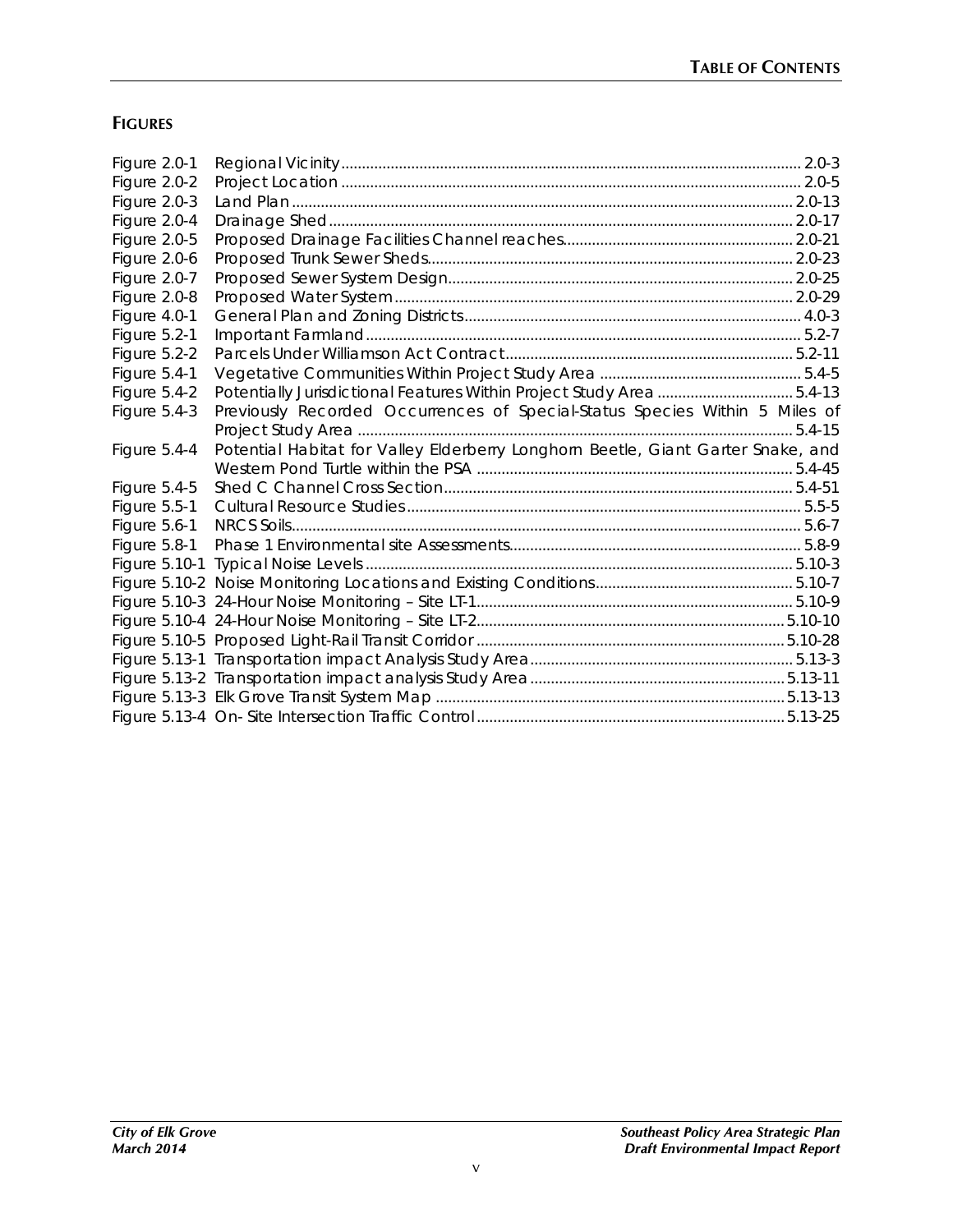## FIGURES

| | | |
|---|---|---|
| Figure 2.0-1 | Regional Vicinity | 2.0-3 |
| Figure 2.0-2 | Project Location | 2.0-5 |
| Figure 2.0-3 | Land Plan | 2.0-13 |
| Figure 2.0-4 | Drainage Shed | 2.0-17 |
| Figure 2.0-5 | Proposed Drainage Facilities Channel reaches | 2.0-21 |
| Figure 2.0-6 | Proposed Trunk Sewer Sheds | 2.0-23 |
| Figure 2.0-7 | Proposed Sewer System Design | 2.0-25 |
| Figure 2.0-8 | Proposed Water System | 2.0-29 |
| Figure 4.0-1 | General Plan and Zoning Districts | 4.0-3 |
| Figure 5.2-1 | Important Farmland | 5.2-7 |
| Figure 5.2-2 | Parcels Under Williamson Act Contract | 5.2-11 |
| Figure 5.4-1 | Vegetative Communities Within Project Study Area | 5.4-5 |
| Figure 5.4-2 | Potentially Jurisdictional Features Within Project Study Area | 5.4-13 |
| Figure 5.4-3 | Previously Recorded Occurrences of Special-Status Species Within 5 Miles of Project Study Area | 5.4-15 |
| Figure 5.4-4 | Potential Habitat for Valley Elderberry Longhorn Beetle, Giant Garter Snake, and Western Pond Turtle within the PSA | 5.4-45 |
| Figure 5.4-5 | Shed C Channel Cross Section | 5.4-51 |
| Figure 5.5-1 | Cultural Resource Studies | 5.5-5 |
| Figure 5.6-1 | NRCS Soils | 5.6-7 |
| Figure 5.8-1 | Phase 1 Environmental site Assessments | 5.8-9 |
| Figure 5.10-1 | Typical Noise Levels | 5.10-3 |
| Figure 5.10-2 | Noise Monitoring Locations and Existing Conditions | 5.10-7 |
| Figure 5.10-3 | 24-Hour Noise Monitoring – Site LT-1 | 5.10-9 |
| Figure 5.10-4 | 24-Hour Noise Monitoring – Site LT-2 | 5.10-10 |
| Figure 5.10-5 | Proposed Light-Rail Transit Corridor | 5.10-28 |
| Figure 5.13-1 | Transportation impact Analysis Study Area | 5.13-3 |
| Figure 5.13-2 | Transportation impact analysis Study Area | 5.13-11 |
| Figure 5.13-3 | Elk Grove Transit System Map | 5.13-13 |
| Figure 5.13-4 | On- Site Intersection Traffic Control | 5.13-25 |